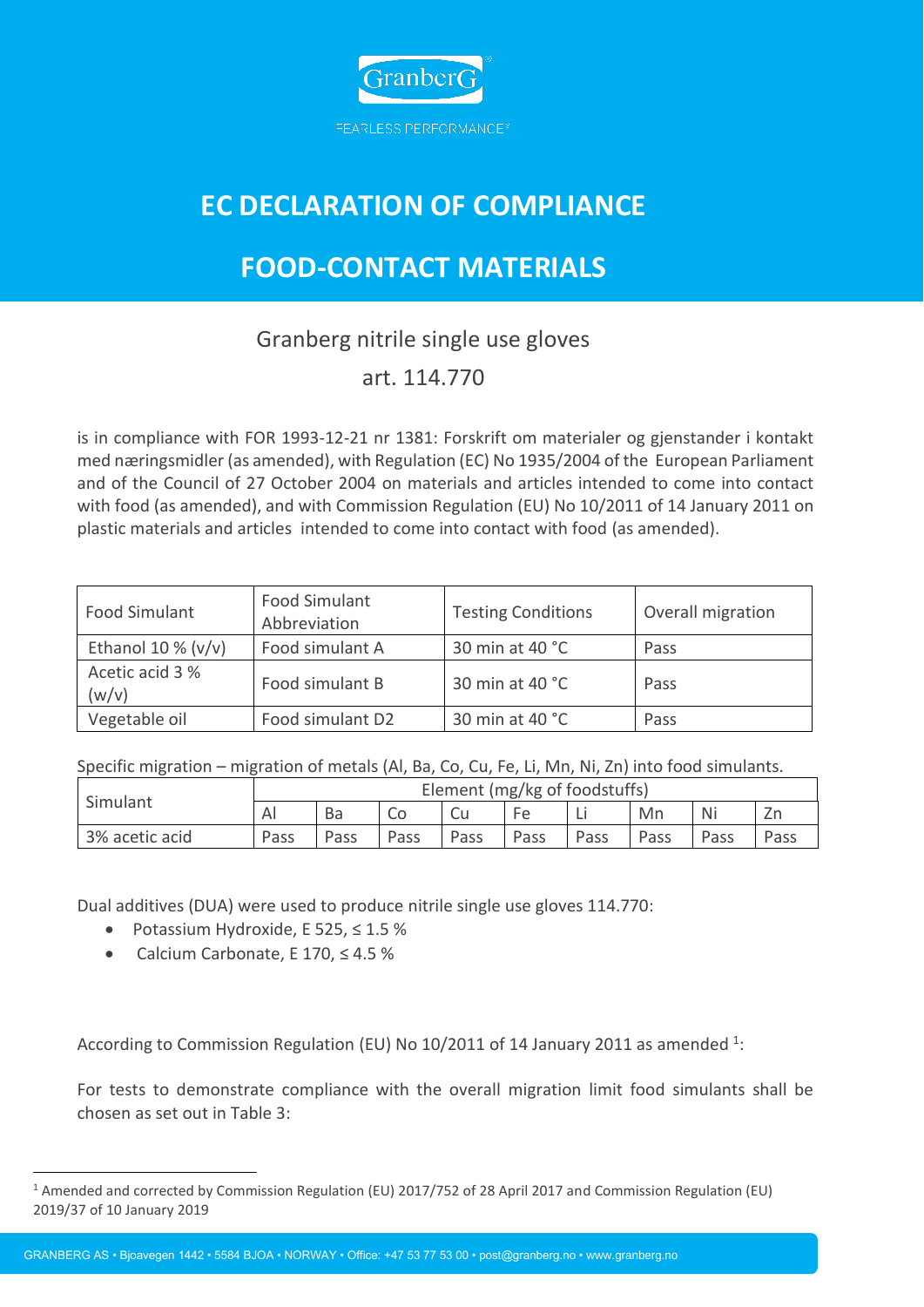GranberG

FEARLESS PERFORMANCE®

# EC DECLARATION OF COMPLIANCE

# FOOD-CONTACT MATERIALS

## Granberg nitrile single use gloves

## art. 114.770

is in compliance with FOR 1993-12-21 nr 1381: Forskrift om materialer og gjenstander i kontakt med næringsmidler (as amended), with Regulation (EC) No 1935/2004 of the European Parliament and of the Council of 27 October 2004 on materials and articles intended to come into contact with food (as amended), and with Commission Regulation (EU) No 10/2011 of 14 January 2011 on plastic materials and articles intended to come into contact with food (as amended).

| Food Simulant | Food Simulant Abbreviation | Testing Conditions | Overall migration |
|---|---|---|---|
| Ethanol 10 % (v/v) | Food simulant A | 30 min at 40 °C | Pass |
| Acetic acid 3 % (w/v) | Food simulant B | 30 min at 40 °C | Pass |
| Vegetable oil | Food simulant D2 | 30 min at 40 °C | Pass |

Specific migration – migration of metals (Al, Ba, Co, Cu, Fe, Li, Mn, Ni, Zn) into food simulants.

| Simulant | Element (mg/kg of foodstuffs) | | | | | | | | |
|---|---|---|---|---|---|---|---|---|---|
| | Al | Ba | Co | Cu | Fe | Li | Mn | Ni | Zn |
| 3% acetic acid | Pass | Pass | Pass | Pass | Pass | Pass | Pass | Pass | Pass |

Dual additives (DUA) were used to produce nitrile single use gloves 114.770:

- Potassium Hydroxide, E 525, ≤ 1.5 %
- Calcium Carbonate, E 170, ≤ 4.5 %

According to Commission Regulation (EU) No 10/2011 of 14 January 2011 as amended [1]:

For tests to demonstrate compliance with the overall migration limit food simulants shall be chosen as set out in Table 3:

[1] Amended and corrected by Commission Regulation (EU) 2017/752 of 28 April 2017 and Commission Regulation (EU) 2019/37 of 10 January 2019

GRANBERG AS • Bjoavegen 1442 • 5584 BJOA • NORWAY • Office: +47 53 77 53 00 • post@granberg.no • www.granberg.no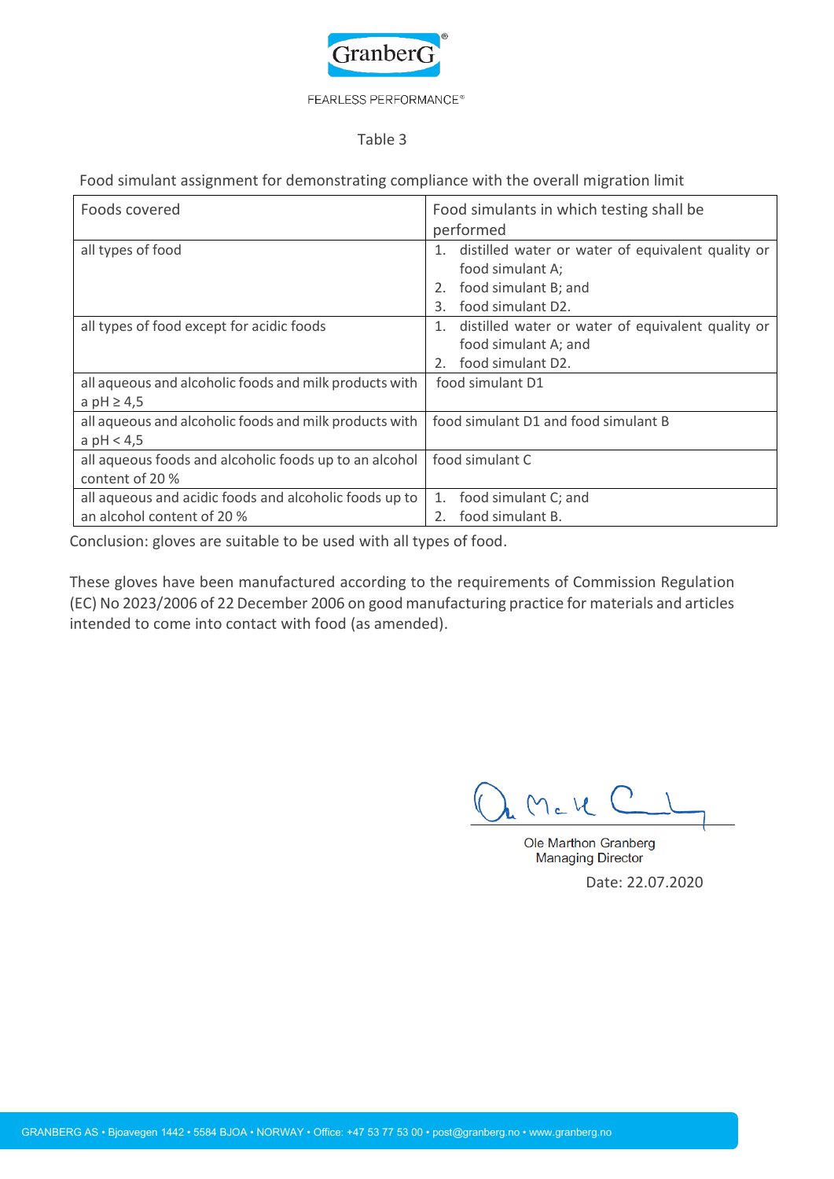GranberG

FEARLESS PERFORMANCE®

Table 3

Food simulant assignment for demonstrating compliance with the overall migration limit

| Foods covered | Food simulants in which testing shall be performed |
|---|---|
| all types of food | 1. distilled water or water of equivalent quality or food simulant A;<br>2. food simulant B; and<br>3. food simulant D2. |
| all types of food except for acidic foods | 1. distilled water or water of equivalent quality or food simulant A; and<br>2. food simulant D2. |
| all aqueous and alcoholic foods and milk products with a pH ≥ 4,5 | food simulant D1 |
| all aqueous and alcoholic foods and milk products with a pH < 4,5 | food simulant D1 and food simulant B |
| all aqueous foods and alcoholic foods up to an alcohol content of 20 % | food simulant C |
| all aqueous and acidic foods and alcoholic foods up to an alcohol content of 20 % | 1. food simulant C; and<br>2. food simulant B. |

Conclusion: gloves are suitable to be used with all types of food.

These gloves have been manufactured according to the requirements of Commission Regulation (EC) No 2023/2006 of 22 December 2006 on good manufacturing practice for materials and articles intended to come into contact with food (as amended).

Ole Marthon Granberg
Managing Director

Date: 22.07.2020

GRANBERG AS • Bjoavegen 1442 • 5584 BJOA • NORWAY • Office: +47 53 77 53 00 • post@granberg.no • www.granberg.no